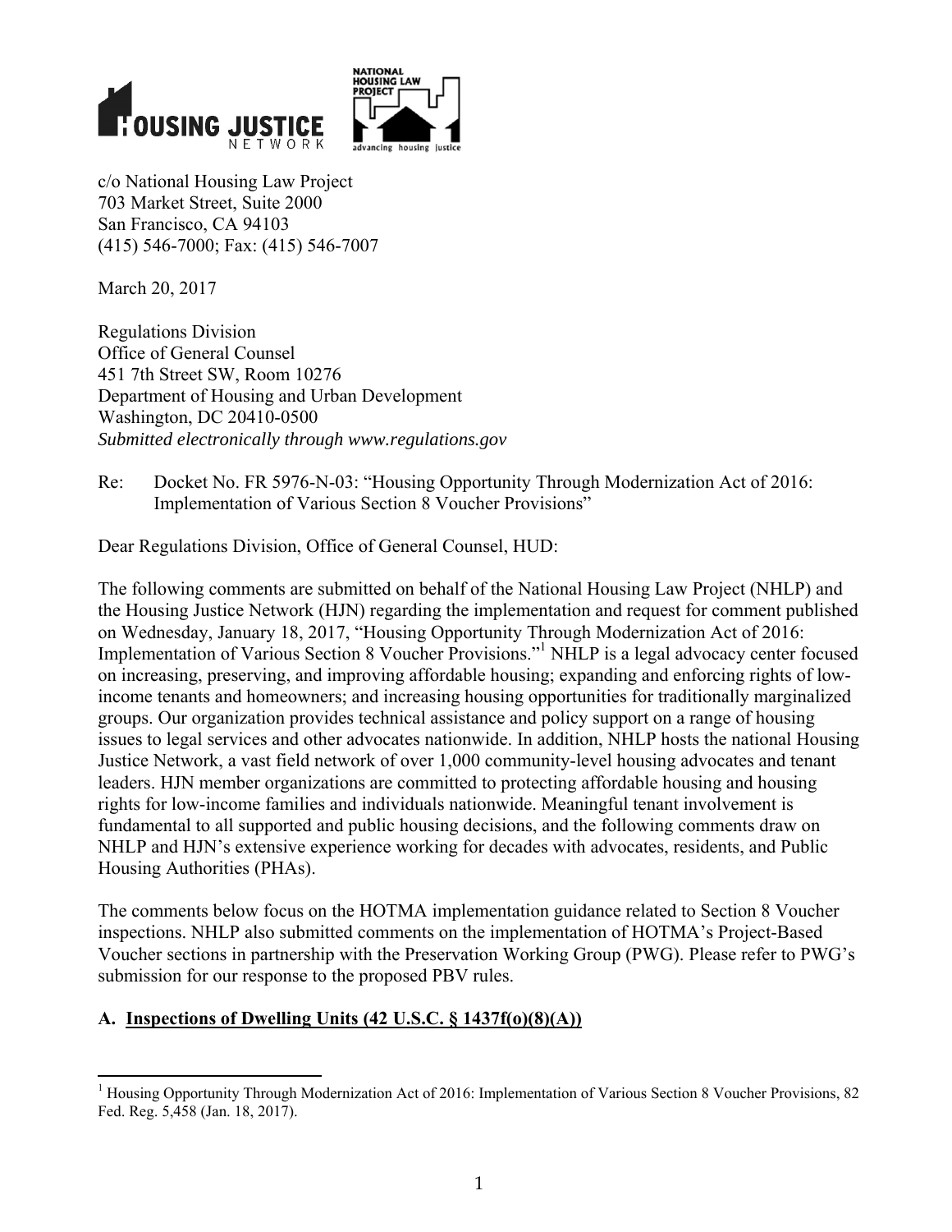HOUSING JUSTICE NETWORK

NATIONAL HOUSING LAW PROJECT
advancing housing justice

c/o National Housing Law Project
703 Market Street, Suite 2000
San Francisco, CA 94103
(415) 546-7000; Fax: (415) 546-7007

March 20, 2017

Regulations Division
Office of General Counsel
451 7th Street SW, Room 10276
Department of Housing and Urban Development
Washington, DC 20410-0500
*Submitted electronically through www.regulations.gov*

Re: Docket No. FR 5976-N-03: "Housing Opportunity Through Modernization Act of 2016: Implementation of Various Section 8 Voucher Provisions"

Dear Regulations Division, Office of General Counsel, HUD:

The following comments are submitted on behalf of the National Housing Law Project (NHLP) and the Housing Justice Network (HJN) regarding the implementation and request for comment published on Wednesday, January 18, 2017, "Housing Opportunity Through Modernization Act of 2016: Implementation of Various Section 8 Voucher Provisions."[1] NHLP is a legal advocacy center focused on increasing, preserving, and improving affordable housing; expanding and enforcing rights of low-income tenants and homeowners; and increasing housing opportunities for traditionally marginalized groups. Our organization provides technical assistance and policy support on a range of housing issues to legal services and other advocates nationwide. In addition, NHLP hosts the national Housing Justice Network, a vast field network of over 1,000 community-level housing advocates and tenant leaders. HJN member organizations are committed to protecting affordable housing and housing rights for low-income families and individuals nationwide. Meaningful tenant involvement is fundamental to all supported and public housing decisions, and the following comments draw on NHLP and HJN's extensive experience working for decades with advocates, residents, and Public Housing Authorities (PHAs).

The comments below focus on the HOTMA implementation guidance related to Section 8 Voucher inspections. NHLP also submitted comments on the implementation of HOTMA's Project-Based Voucher sections in partnership with the Preservation Working Group (PWG). Please refer to PWG's submission for our response to the proposed PBV rules.

## A. Inspections of Dwelling Units (42 U.S.C. § 1437f(o)(8)(A))

[1] Housing Opportunity Through Modernization Act of 2016: Implementation of Various Section 8 Voucher Provisions, 82 Fed. Reg. 5,458 (Jan. 18, 2017).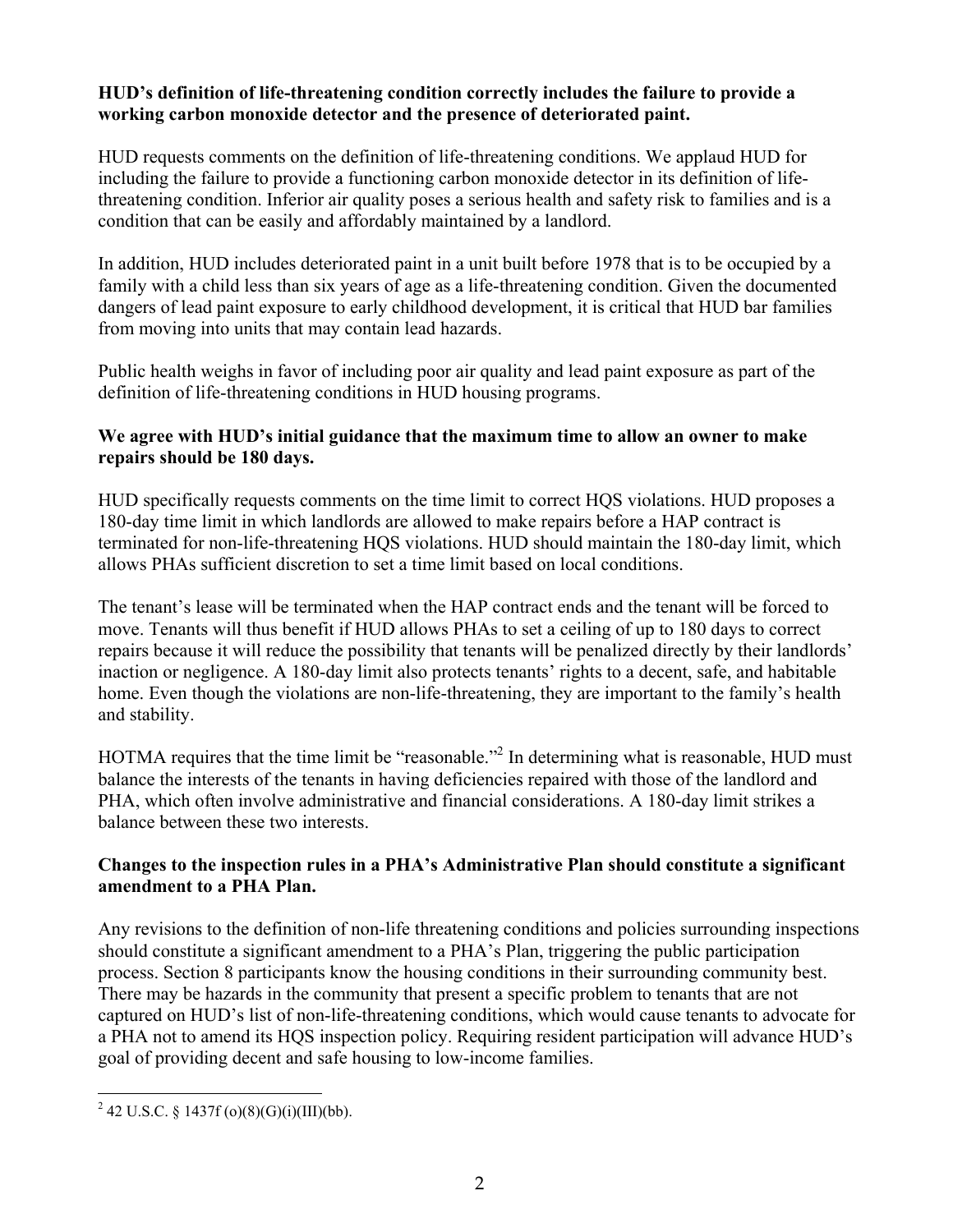**HUD's definition of life-threatening condition correctly includes the failure to provide a working carbon monoxide detector and the presence of deteriorated paint.**

HUD requests comments on the definition of life-threatening conditions. We applaud HUD for including the failure to provide a functioning carbon monoxide detector in its definition of life-threatening condition. Inferior air quality poses a serious health and safety risk to families and is a condition that can be easily and affordably maintained by a landlord.

In addition, HUD includes deteriorated paint in a unit built before 1978 that is to be occupied by a family with a child less than six years of age as a life-threatening condition. Given the documented dangers of lead paint exposure to early childhood development, it is critical that HUD bar families from moving into units that may contain lead hazards.

Public health weighs in favor of including poor air quality and lead paint exposure as part of the definition of life-threatening conditions in HUD housing programs.

**We agree with HUD's initial guidance that the maximum time to allow an owner to make repairs should be 180 days.**

HUD specifically requests comments on the time limit to correct HQS violations. HUD proposes a 180-day time limit in which landlords are allowed to make repairs before a HAP contract is terminated for non-life-threatening HQS violations. HUD should maintain the 180-day limit, which allows PHAs sufficient discretion to set a time limit based on local conditions.

The tenant's lease will be terminated when the HAP contract ends and the tenant will be forced to move. Tenants will thus benefit if HUD allows PHAs to set a ceiling of up to 180 days to correct repairs because it will reduce the possibility that tenants will be penalized directly by their landlords' inaction or negligence. A 180-day limit also protects tenants' rights to a decent, safe, and habitable home. Even though the violations are non-life-threatening, they are important to the family's health and stability.

HOTMA requires that the time limit be "reasonable."[2] In determining what is reasonable, HUD must balance the interests of the tenants in having deficiencies repaired with those of the landlord and PHA, which often involve administrative and financial considerations. A 180-day limit strikes a balance between these two interests.

**Changes to the inspection rules in a PHA's Administrative Plan should constitute a significant amendment to a PHA Plan.**

Any revisions to the definition of non-life threatening conditions and policies surrounding inspections should constitute a significant amendment to a PHA's Plan, triggering the public participation process. Section 8 participants know the housing conditions in their surrounding community best. There may be hazards in the community that present a specific problem to tenants that are not captured on HUD's list of non-life-threatening conditions, which would cause tenants to advocate for a PHA not to amend its HQS inspection policy. Requiring resident participation will advance HUD's goal of providing decent and safe housing to low-income families.

---

[2] 42 U.S.C. § 1437f (o)(8)(G)(i)(III)(bb).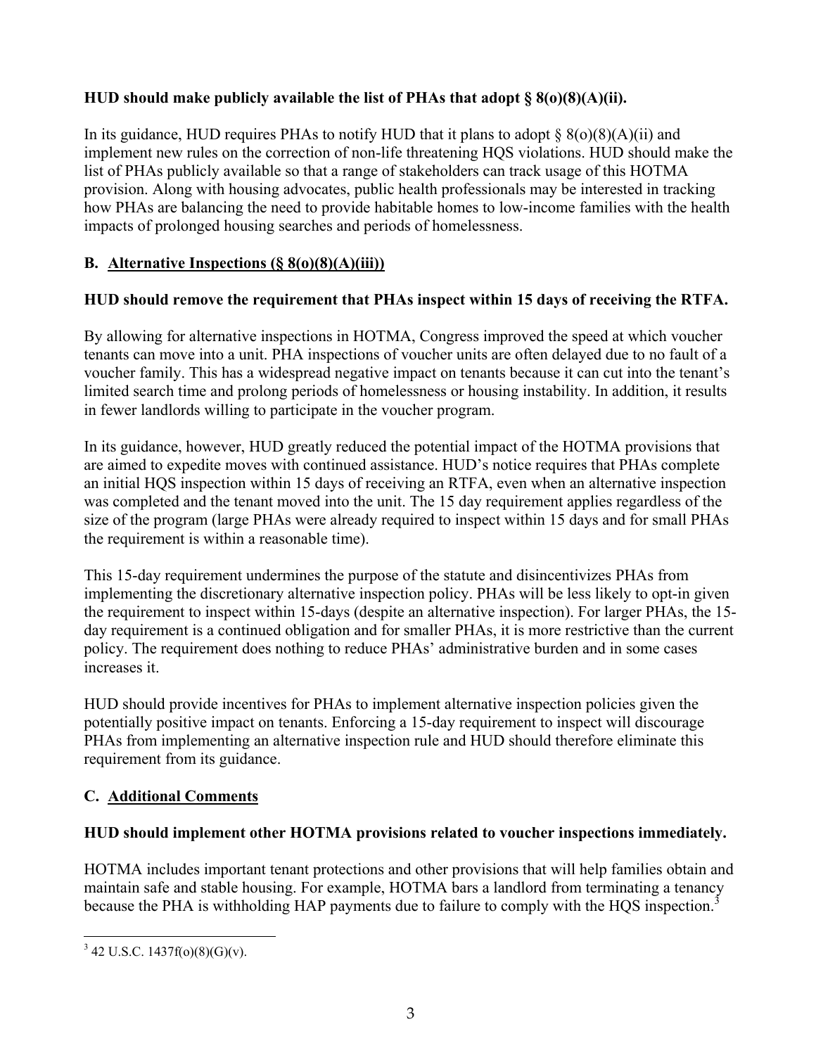**HUD should make publicly available the list of PHAs that adopt § 8(o)(8)(A)(ii).**

In its guidance, HUD requires PHAs to notify HUD that it plans to adopt § 8(o)(8)(A)(ii) and implement new rules on the correction of non-life threatening HQS violations. HUD should make the list of PHAs publicly available so that a range of stakeholders can track usage of this HOTMA provision. Along with housing advocates, public health professionals may be interested in tracking how PHAs are balancing the need to provide habitable homes to low-income families with the health impacts of prolonged housing searches and periods of homelessness.

## B. Alternative Inspections (§ 8(o)(8)(A)(iii))

**HUD should remove the requirement that PHAs inspect within 15 days of receiving the RTFA.**

By allowing for alternative inspections in HOTMA, Congress improved the speed at which voucher tenants can move into a unit. PHA inspections of voucher units are often delayed due to no fault of a voucher family. This has a widespread negative impact on tenants because it can cut into the tenant's limited search time and prolong periods of homelessness or housing instability. In addition, it results in fewer landlords willing to participate in the voucher program.

In its guidance, however, HUD greatly reduced the potential impact of the HOTMA provisions that are aimed to expedite moves with continued assistance. HUD's notice requires that PHAs complete an initial HQS inspection within 15 days of receiving an RTFA, even when an alternative inspection was completed and the tenant moved into the unit. The 15 day requirement applies regardless of the size of the program (large PHAs were already required to inspect within 15 days and for small PHAs the requirement is within a reasonable time).

This 15-day requirement undermines the purpose of the statute and disincentivizes PHAs from implementing the discretionary alternative inspection policy. PHAs will be less likely to opt-in given the requirement to inspect within 15-days (despite an alternative inspection). For larger PHAs, the 15-day requirement is a continued obligation and for smaller PHAs, it is more restrictive than the current policy. The requirement does nothing to reduce PHAs' administrative burden and in some cases increases it.

HUD should provide incentives for PHAs to implement alternative inspection policies given the potentially positive impact on tenants. Enforcing a 15-day requirement to inspect will discourage PHAs from implementing an alternative inspection rule and HUD should therefore eliminate this requirement from its guidance.

## C. Additional Comments

**HUD should implement other HOTMA provisions related to voucher inspections immediately.**

HOTMA includes important tenant protections and other provisions that will help families obtain and maintain safe and stable housing. For example, HOTMA bars a landlord from terminating a tenancy because the PHA is withholding HAP payments due to failure to comply with the HQS inspection.[3]

[3] 42 U.S.C. 1437f(o)(8)(G)(v).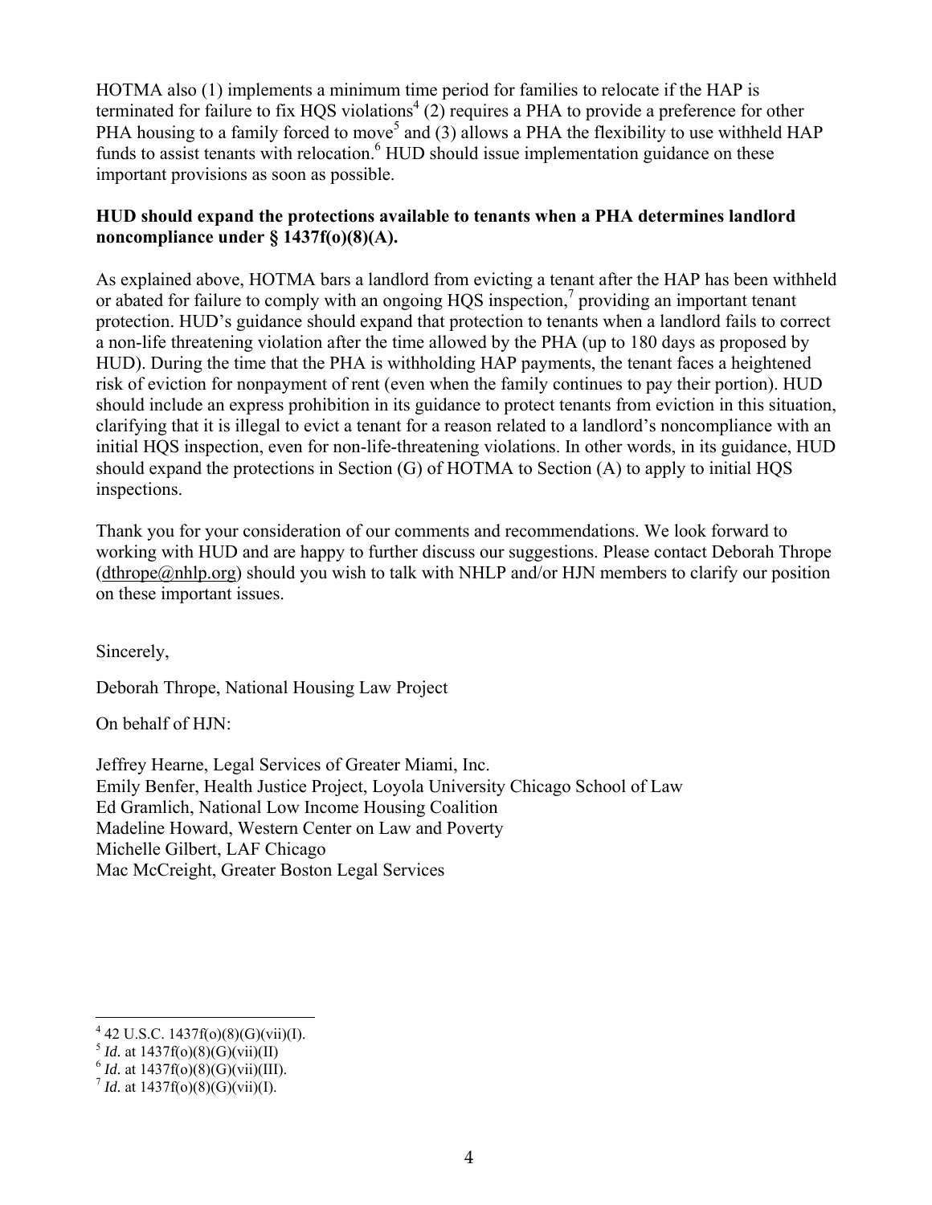HOTMA also (1) implements a minimum time period for families to relocate if the HAP is terminated for failure to fix HQS violations[4] (2) requires a PHA to provide a preference for other PHA housing to a family forced to move[5] and (3) allows a PHA the flexibility to use withheld HAP funds to assist tenants with relocation.[6] HUD should issue implementation guidance on these important provisions as soon as possible.

**HUD should expand the protections available to tenants when a PHA determines landlord noncompliance under § 1437f(o)(8)(A).**

As explained above, HOTMA bars a landlord from evicting a tenant after the HAP has been withheld or abated for failure to comply with an ongoing HQS inspection,[7] providing an important tenant protection. HUD's guidance should expand that protection to tenants when a landlord fails to correct a non-life threatening violation after the time allowed by the PHA (up to 180 days as proposed by HUD). During the time that the PHA is withholding HAP payments, the tenant faces a heightened risk of eviction for nonpayment of rent (even when the family continues to pay their portion). HUD should include an express prohibition in its guidance to protect tenants from eviction in this situation, clarifying that it is illegal to evict a tenant for a reason related to a landlord's noncompliance with an initial HQS inspection, even for non-life-threatening violations. In other words, in its guidance, HUD should expand the protections in Section (G) of HOTMA to Section (A) to apply to initial HQS inspections.

Thank you for your consideration of our comments and recommendations. We look forward to working with HUD and are happy to further discuss our suggestions. Please contact Deborah Thrope (dthrope@nhlp.org) should you wish to talk with NHLP and/or HJN members to clarify our position on these important issues.

Sincerely,

Deborah Thrope, National Housing Law Project

On behalf of HJN:

Jeffrey Hearne, Legal Services of Greater Miami, Inc.
Emily Benfer, Health Justice Project, Loyola University Chicago School of Law
Ed Gramlich, National Low Income Housing Coalition
Madeline Howard, Western Center on Law and Poverty
Michelle Gilbert, LAF Chicago
Mac McCreight, Greater Boston Legal Services

---

[4] 42 U.S.C. 1437f(o)(8)(G)(vii)(I).
[5] *Id.* at 1437f(o)(8)(G)(vii)(II)
[6] *Id.* at 1437f(o)(8)(G)(vii)(III).
[7] *Id.* at 1437f(o)(8)(G)(vii)(I).